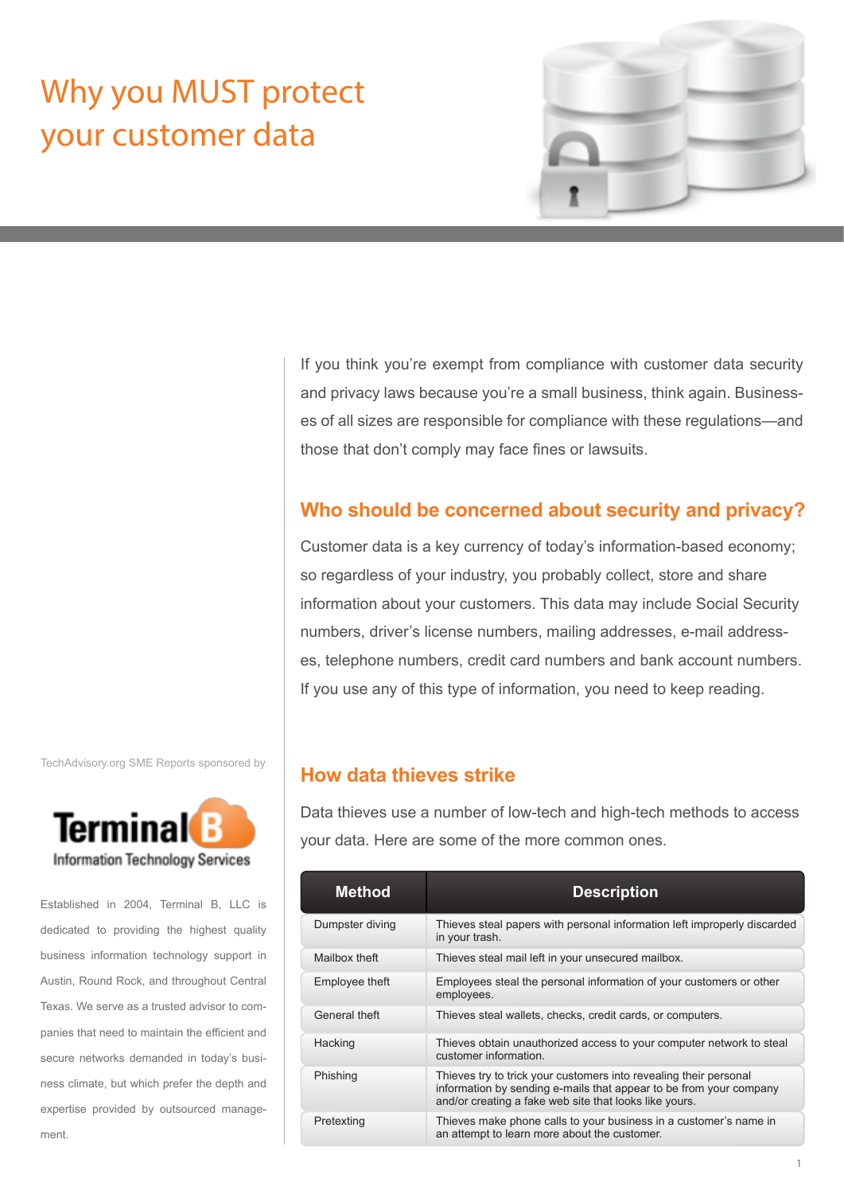# Why you MUST protect your customer data

If you think you're exempt from compliance with customer data security and privacy laws because you're a small business, think again. Businesses of all sizes are responsible for compliance with these regulations—and those that don't comply may face fines or lawsuits.

## Who should be concerned about security and privacy?

Customer data is a key currency of today's information-based economy; so regardless of your industry, you probably collect, store and share information about your customers. This data may include Social Security numbers, driver's license numbers, mailing addresses, e-mail addresses, telephone numbers, credit card numbers and bank account numbers. If you use any of this type of information, you need to keep reading.

## How data thieves strike

Data thieves use a number of low-tech and high-tech methods to access your data. Here are some of the more common ones.

| Method | Description |
|---|---|
| Dumpster diving | Thieves steal papers with personal information left improperly discarded in your trash. |
| Mailbox theft | Thieves steal mail left in your unsecured mailbox. |
| Employee theft | Employees steal the personal information of your customers or other employees. |
| General theft | Thieves steal wallets, checks, credit cards, or computers. |
| Hacking | Thieves obtain unauthorized access to your computer network to steal customer information. |
| Phishing | Thieves try to trick your customers into revealing their personal information by sending e-mails that appear to be from your company and/or creating a fake web site that looks like yours. |
| Pretexting | Thieves make phone calls to your business in a customer's name in an attempt to learn more about the customer. |

TechAdvisory.org SME Reports sponsored by

Terminal B
Information Technology Services

Established in 2004, Terminal B, LLC is dedicated to providing the highest quality business information technology support in Austin, Round Rock, and throughout Central Texas. We serve as a trusted advisor to companies that need to maintain the efficient and secure networks demanded in today's business climate, but which prefer the depth and expertise provided by outsourced management.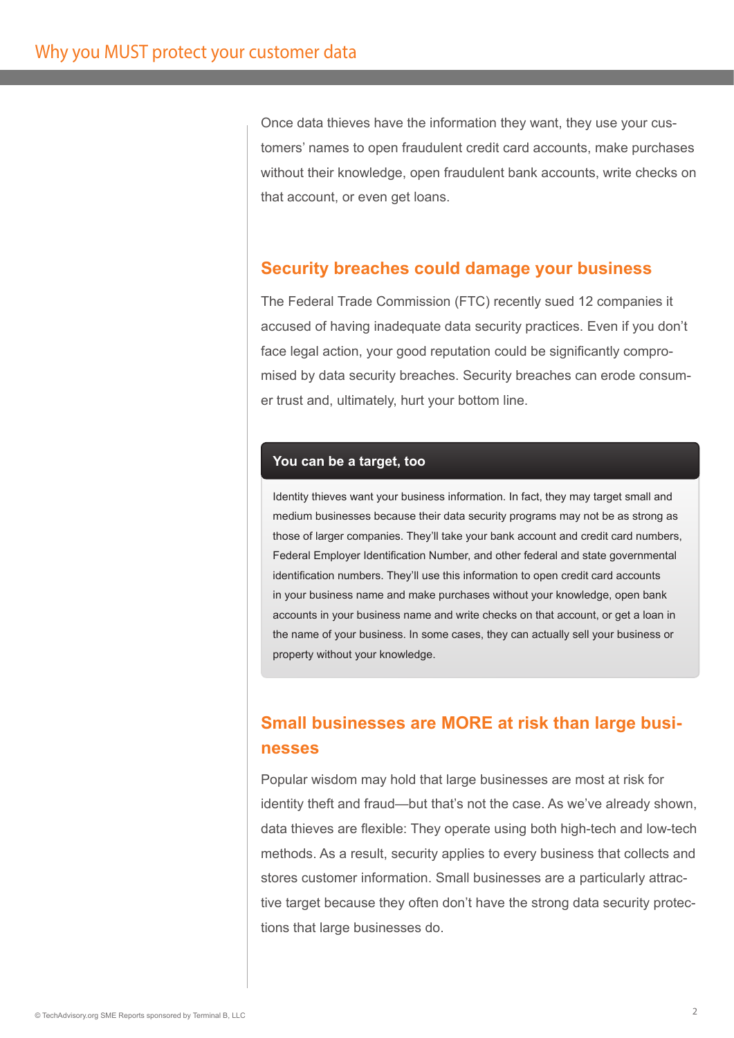Once data thieves have the information they want, they use your customers' names to open fraudulent credit card accounts, make purchases without their knowledge, open fraudulent bank accounts, write checks on that account, or even get loans.

## Security breaches could damage your business

The Federal Trade Commission (FTC) recently sued 12 companies it accused of having inadequate data security practices. Even if you don't face legal action, your good reputation could be significantly compromised by data security breaches. Security breaches can erode consumer trust and, ultimately, hurt your bottom line.

### You can be a target, too

Identity thieves want your business information. In fact, they may target small and medium businesses because their data security programs may not be as strong as those of larger companies. They'll take your bank account and credit card numbers, Federal Employer Identification Number, and other federal and state governmental identification numbers. They'll use this information to open credit card accounts in your business name and make purchases without your knowledge, open bank accounts in your business name and write checks on that account, or get a loan in the name of your business. In some cases, they can actually sell your business or property without your knowledge.

## Small businesses are MORE at risk than large businesses

Popular wisdom may hold that large businesses are most at risk for identity theft and fraud—but that's not the case. As we've already shown, data thieves are flexible: They operate using both high-tech and low-tech methods. As a result, security applies to every business that collects and stores customer information. Small businesses are a particularly attractive target because they often don't have the strong data security protections that large businesses do.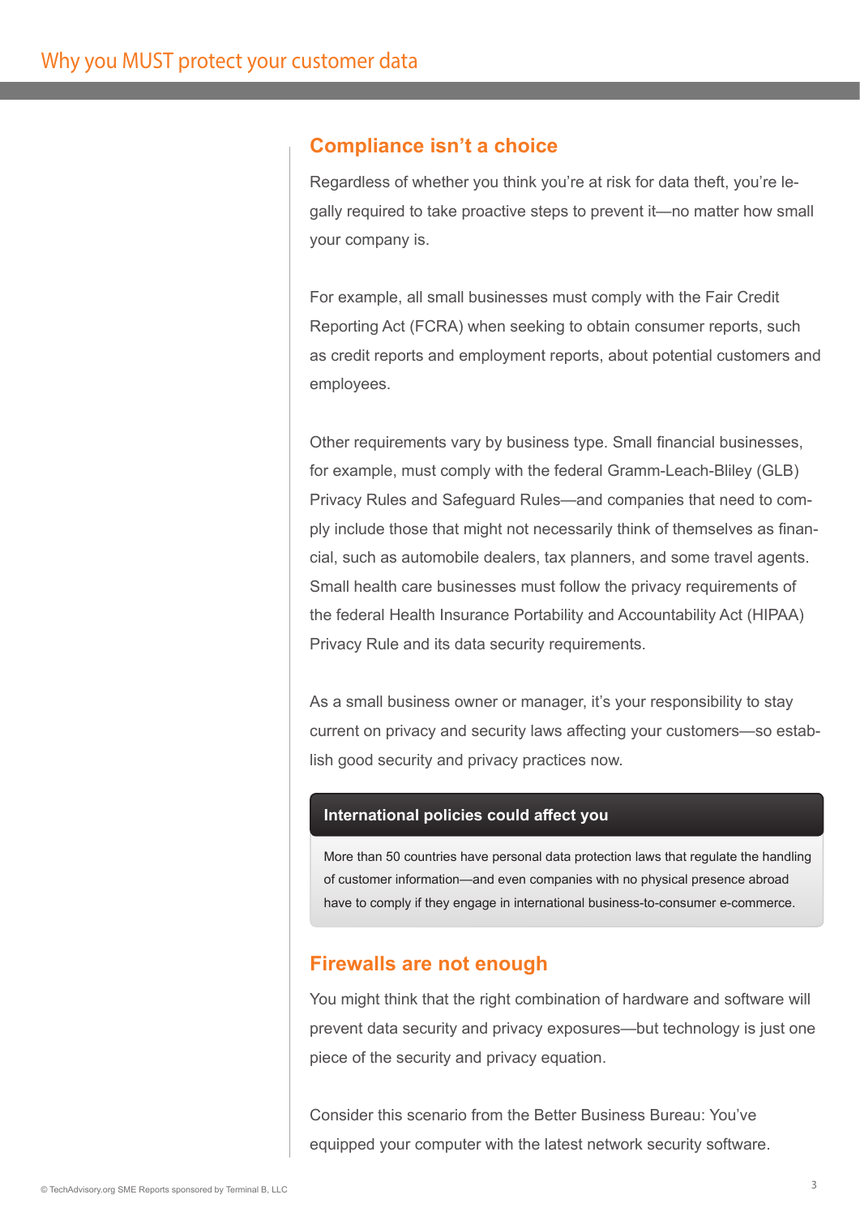## Compliance isn't a choice

Regardless of whether you think you're at risk for data theft, you're legally required to take proactive steps to prevent it—no matter how small your company is.

For example, all small businesses must comply with the Fair Credit Reporting Act (FCRA) when seeking to obtain consumer reports, such as credit reports and employment reports, about potential customers and employees.

Other requirements vary by business type. Small financial businesses, for example, must comply with the federal Gramm-Leach-Bliley (GLB) Privacy Rules and Safeguard Rules—and companies that need to comply include those that might not necessarily think of themselves as financial, such as automobile dealers, tax planners, and some travel agents. Small health care businesses must follow the privacy requirements of the federal Health Insurance Portability and Accountability Act (HIPAA) Privacy Rule and its data security requirements.

As a small business owner or manager, it's your responsibility to stay current on privacy and security laws affecting your customers—so establish good security and privacy practices now.

**International policies could affect you**

More than 50 countries have personal data protection laws that regulate the handling of customer information—and even companies with no physical presence abroad have to comply if they engage in international business-to-consumer e-commerce.

## Firewalls are not enough

You might think that the right combination of hardware and software will prevent data security and privacy exposures—but technology is just one piece of the security and privacy equation.

Consider this scenario from the Better Business Bureau: You've equipped your computer with the latest network security software.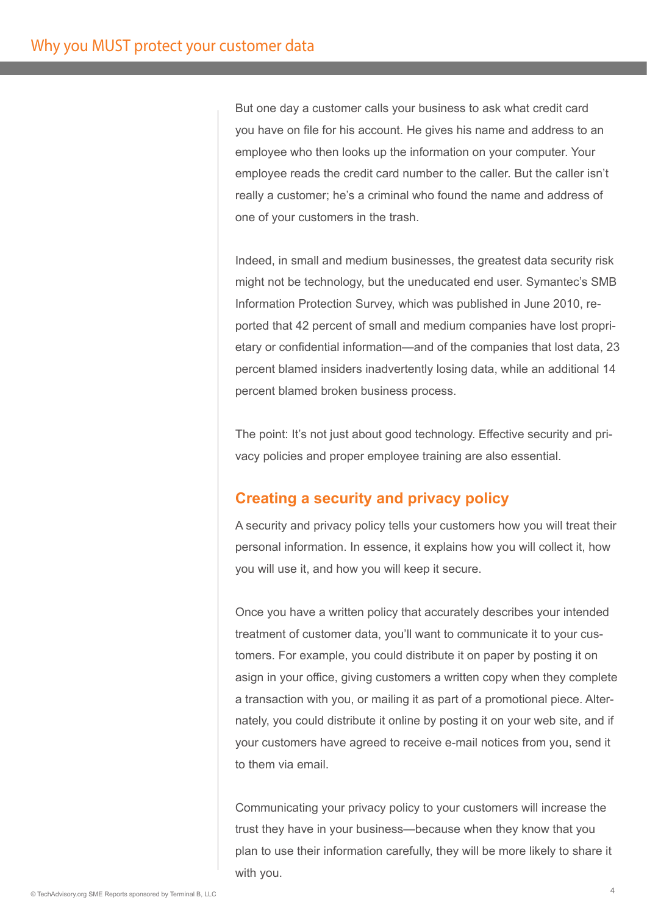But one day a customer calls your business to ask what credit card you have on file for his account. He gives his name and address to an employee who then looks up the information on your computer. Your employee reads the credit card number to the caller. But the caller isn't really a customer; he's a criminal who found the name and address of one of your customers in the trash.

Indeed, in small and medium businesses, the greatest data security risk might not be technology, but the uneducated end user. Symantec's SMB Information Protection Survey, which was published in June 2010, reported that 42 percent of small and medium companies have lost proprietary or confidential information—and of the companies that lost data, 23 percent blamed insiders inadvertently losing data, while an additional 14 percent blamed broken business process.

The point: It's not just about good technology. Effective security and privacy policies and proper employee training are also essential.

## Creating a security and privacy policy

A security and privacy policy tells your customers how you will treat their personal information. In essence, it explains how you will collect it, how you will use it, and how you will keep it secure.

Once you have a written policy that accurately describes your intended treatment of customer data, you'll want to communicate it to your customers. For example, you could distribute it on paper by posting it on asign in your office, giving customers a written copy when they complete a transaction with you, or mailing it as part of a promotional piece. Alternately, you could distribute it online by posting it on your web site, and if your customers have agreed to receive e-mail notices from you, send it to them via email.

Communicating your privacy policy to your customers will increase the trust they have in your business—because when they know that you plan to use their information carefully, they will be more likely to share it with you.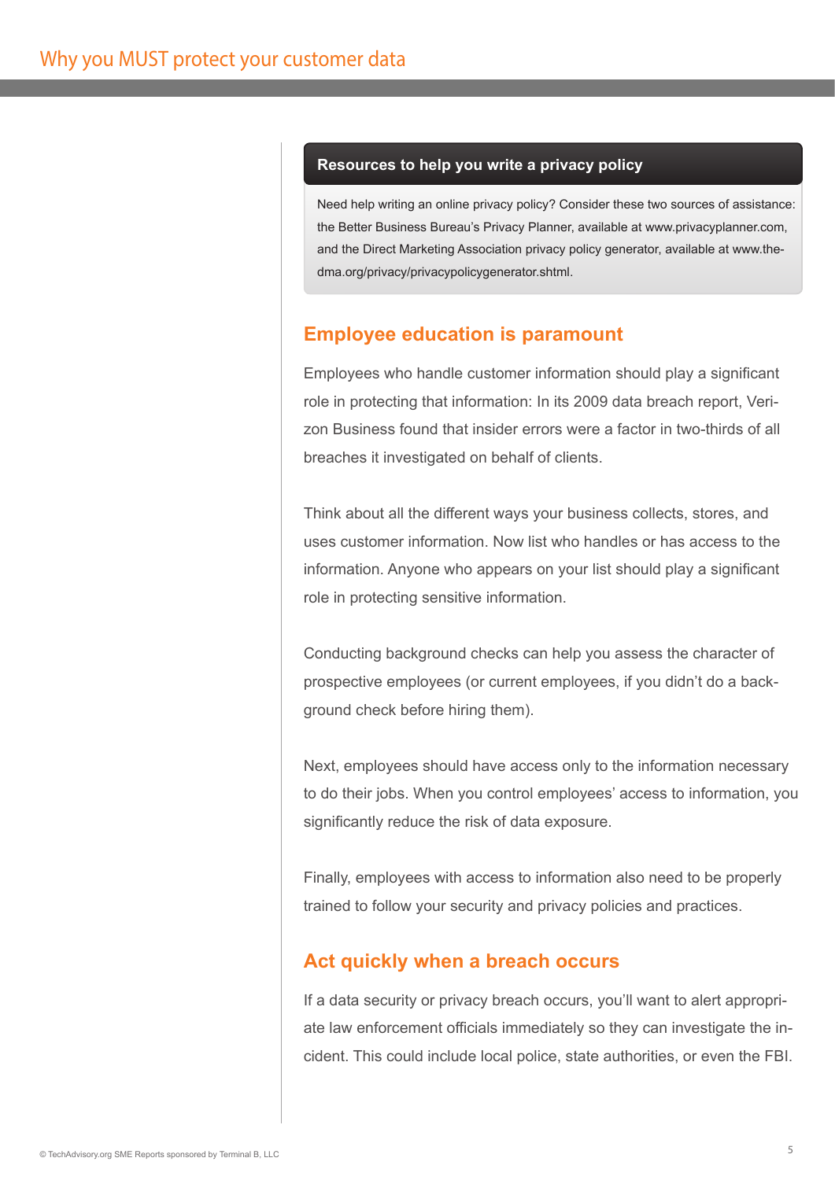### Resources to help you write a privacy policy

Need help writing an online privacy policy? Consider these two sources of assistance: the Better Business Bureau's Privacy Planner, available at www.privacyplanner.com, and the Direct Marketing Association privacy policy generator, available at www.the-dma.org/privacy/privacypolicygenerator.shtml.

## Employee education is paramount

Employees who handle customer information should play a significant role in protecting that information: In its 2009 data breach report, Verizon Business found that insider errors were a factor in two-thirds of all breaches it investigated on behalf of clients.

Think about all the different ways your business collects, stores, and uses customer information. Now list who handles or has access to the information. Anyone who appears on your list should play a significant role in protecting sensitive information.

Conducting background checks can help you assess the character of prospective employees (or current employees, if you didn't do a background check before hiring them).

Next, employees should have access only to the information necessary to do their jobs. When you control employees' access to information, you significantly reduce the risk of data exposure.

Finally, employees with access to information also need to be properly trained to follow your security and privacy policies and practices.

## Act quickly when a breach occurs

If a data security or privacy breach occurs, you'll want to alert appropriate law enforcement officials immediately so they can investigate the incident. This could include local police, state authorities, or even the FBI.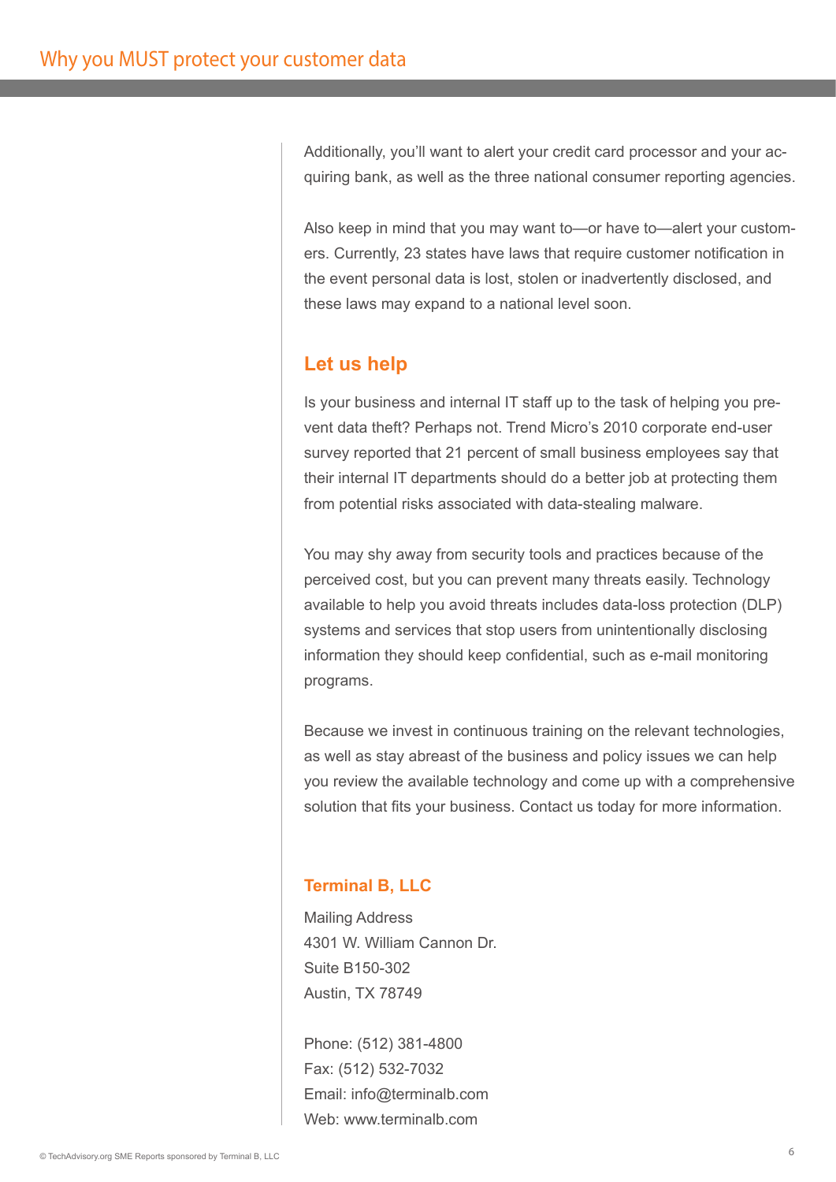Additionally, you'll want to alert your credit card processor and your acquiring bank, as well as the three national consumer reporting agencies.

Also keep in mind that you may want to—or have to—alert your customers. Currently, 23 states have laws that require customer notification in the event personal data is lost, stolen or inadvertently disclosed, and these laws may expand to a national level soon.

## Let us help

Is your business and internal IT staff up to the task of helping you prevent data theft? Perhaps not. Trend Micro's 2010 corporate end-user survey reported that 21 percent of small business employees say that their internal IT departments should do a better job at protecting them from potential risks associated with data-stealing malware.

You may shy away from security tools and practices because of the perceived cost, but you can prevent many threats easily. Technology available to help you avoid threats includes data-loss protection (DLP) systems and services that stop users from unintentionally disclosing information they should keep confidential, such as e-mail monitoring programs.

Because we invest in continuous training on the relevant technologies, as well as stay abreast of the business and policy issues we can help you review the available technology and come up with a comprehensive solution that fits your business. Contact us today for more information.

### Terminal B, LLC

Mailing Address
4301 W. William Cannon Dr.
Suite B150-302
Austin, TX 78749

Phone: (512) 381-4800
Fax: (512) 532-7032
Email: info@terminalb.com
Web: www.terminalb.com